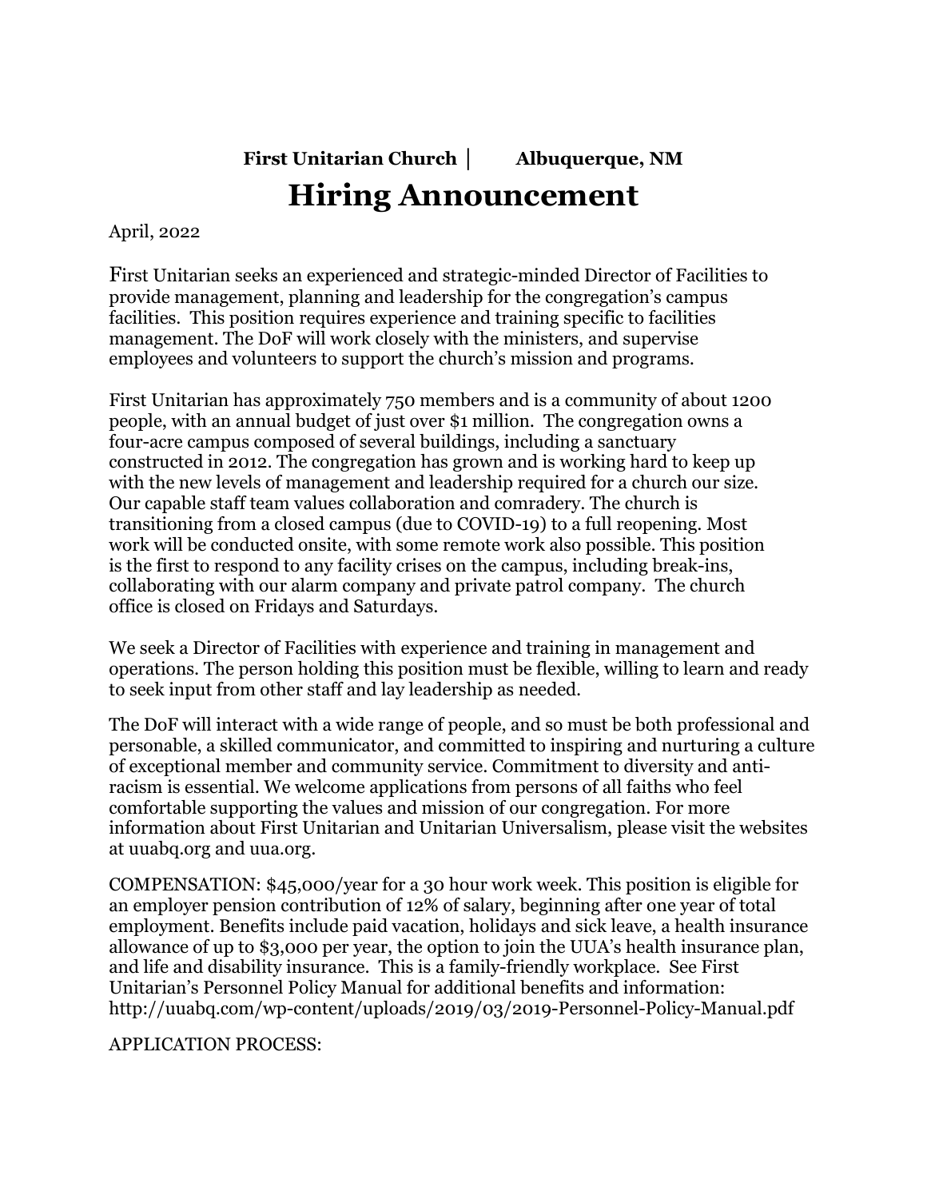**First Unitarian Church | Albuquerque, NM**

# Hiring Announcement

April, 2022

First Unitarian seeks an experienced and strategic-minded Director of Facilities to provide management, planning and leadership for the congregation's campus facilities. This position requires experience and training specific to facilities management. The DoF will work closely with the ministers, and supervise employees and volunteers to support the church's mission and programs.

First Unitarian has approximately 750 members and is a community of about 1200 people, with an annual budget of just over $1 million. The congregation owns a four-acre campus composed of several buildings, including a sanctuary constructed in 2012. The congregation has grown and is working hard to keep up with the new levels of management and leadership required for a church our size. Our capable staff team values collaboration and comradery. The church is transitioning from a closed campus (due to COVID-19) to a full reopening. Most work will be conducted onsite, with some remote work also possible. This position is the first to respond to any facility crises on the campus, including break-ins, collaborating with our alarm company and private patrol company. The church office is closed on Fridays and Saturdays.

We seek a Director of Facilities with experience and training in management and operations. The person holding this position must be flexible, willing to learn and ready to seek input from other staff and lay leadership as needed.

The DoF will interact with a wide range of people, and so must be both professional and personable, a skilled communicator, and committed to inspiring and nurturing a culture of exceptional member and community service. Commitment to diversity and anti-racism is essential. We welcome applications from persons of all faiths who feel comfortable supporting the values and mission of our congregation. For more information about First Unitarian and Unitarian Universalism, please visit the websites at uuabq.org and uua.org.

COMPENSATION: $45,000/year for a 30 hour work week. This position is eligible for an employer pension contribution of 12% of salary, beginning after one year of total employment. Benefits include paid vacation, holidays and sick leave, a health insurance allowance of up to $3,000 per year, the option to join the UUA's health insurance plan, and life and disability insurance. This is a family-friendly workplace. See First Unitarian's Personnel Policy Manual for additional benefits and information: http://uuabq.com/wp-content/uploads/2019/03/2019-Personnel-Policy-Manual.pdf

APPLICATION PROCESS: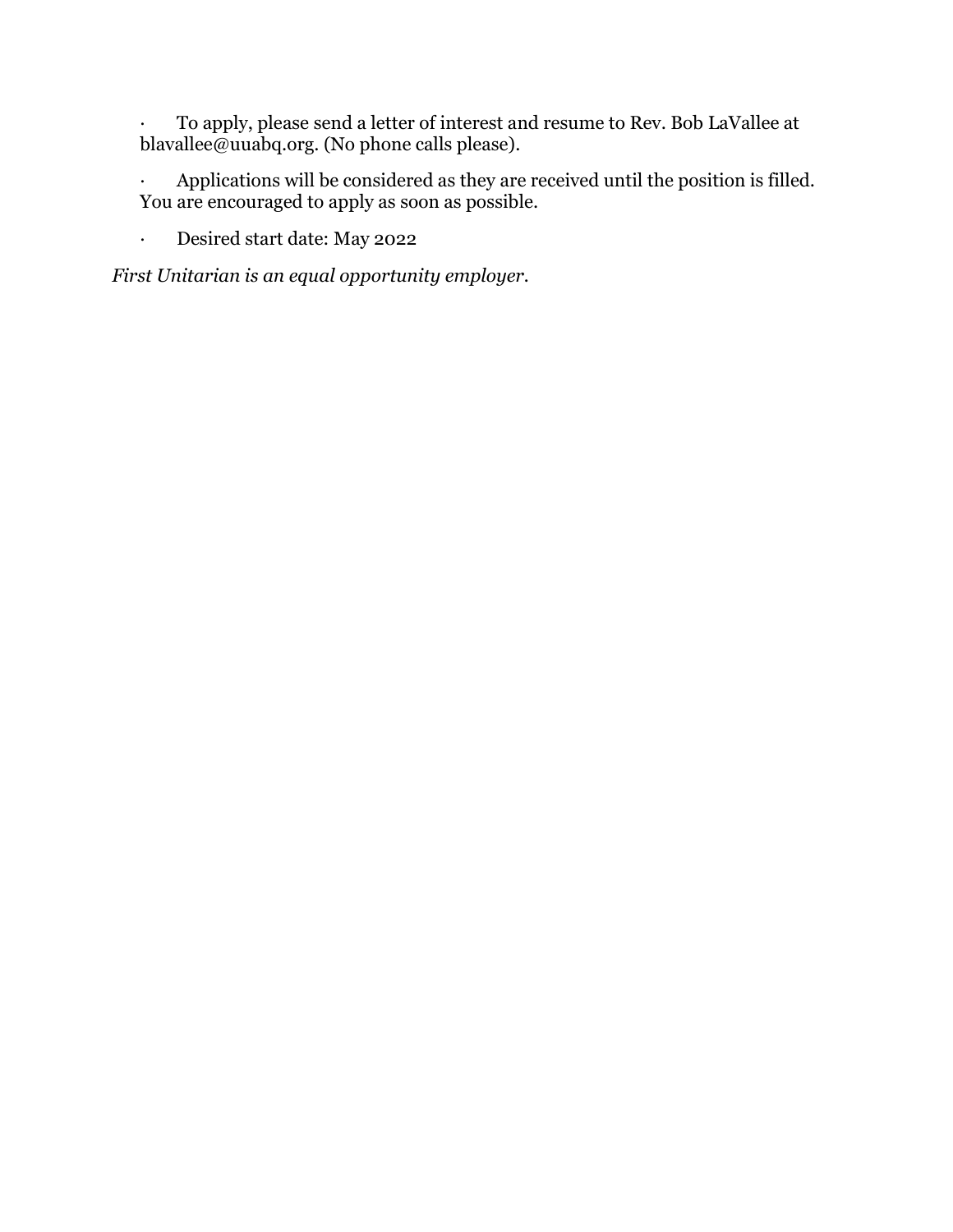- To apply, please send a letter of interest and resume to Rev. Bob LaVallee at blavallee@uuabq.org. (No phone calls please).
- Applications will be considered as they are received until the position is filled. You are encouraged to apply as soon as possible.
- Desired start date: May 2022

*First Unitarian is an equal opportunity employer.*